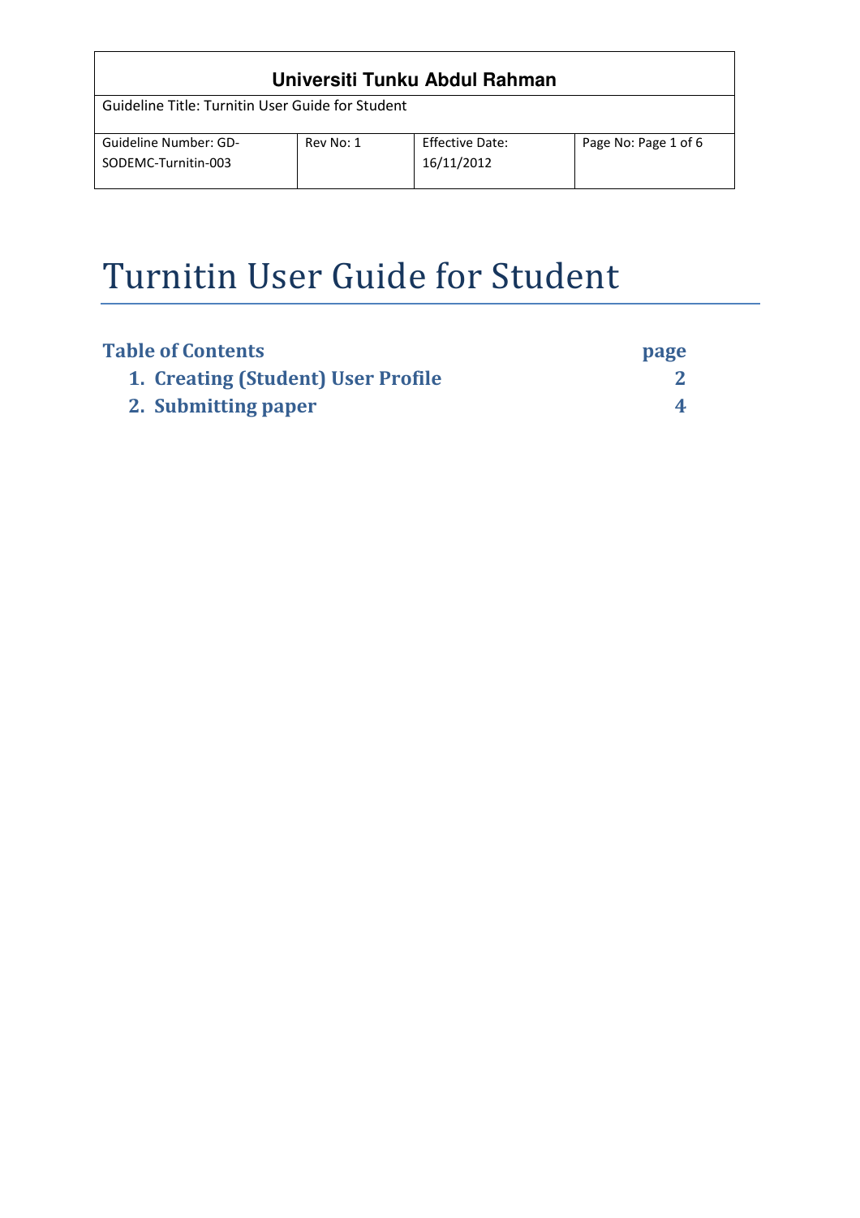| Universiti Tunku Abdul Rahman | | | |
|---|---|---|---|
| Guideline Title: Turnitin User Guide for Student | | | |
| Guideline Number: GD-SODEMC-Turnitin-003 | Rev No: 1 | Effective Date: 16/11/2012 | Page No: Page 1 of 6 |

# Turnitin User Guide for Student

| **Table of Contents** | **page** |
|---|---|
| **1. Creating (Student) User Profile** | **2** |
| **2. Submitting paper** | **4** |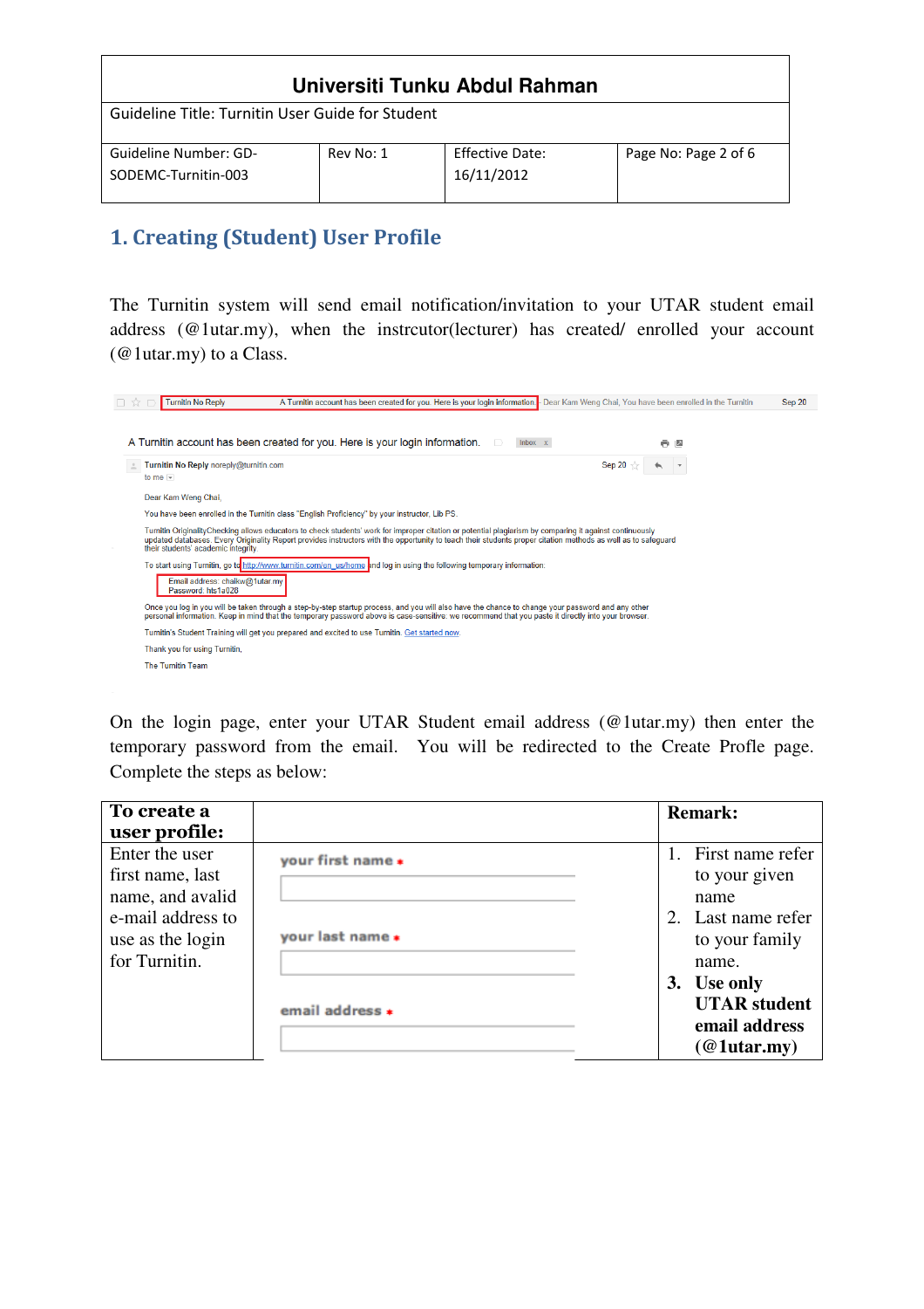# 1. Creating (Student) User Profile

The Turnitin system will send email notification/invitation to your UTAR student email address (@1utar.my), when the instrcutor(lecturer) has created/ enrolled your account (@1utar.my) to a Class.

Turnitin No Reply — A Turnitin account has been created for you. Here is your login information — Dear Kam Weng Chai, You have been enrolled in the Turnitin — Sep 20

A Turnitin account has been created for you. Here is your login information. Inbox x

Turnitin No Reply noreply@turnitin.com — Sep 20
to me

Dear Kam Weng Chai,

You have been enrolled in the Turnitin class "English Proficiency" by your instructor, Lib PS.

Turnitin OriginalityChecking allows educators to check students' work for improper citation or potential plagiarism by comparing it against continuously updated databases. Every Originality Report provides instructors with the opportunity to teach their students proper citation methods as well as to safeguard their students' academic integrity.

To start using Turnitin, go to http://www.turnitin.com/en_us/home and log in using the following temporary information:

Email address: chaikw@1utar.my
Password: hts1a028

Once you log in you will be taken through a step-by-step startup process, and you will also have the chance to change your password and any other personal information. Keep in mind that the temporary password above is case-sensitive; we recommend that you paste it directly into your browser.

Turnitin's Student Training will get you prepared and excited to use Turnitin. Get started now.

Thank you for using Turnitin,

The Turnitin Team

On the login page, enter your UTAR Student email address (@1utar.my) then enter the temporary password from the email. You will be redirected to the Create Profle page. Complete the steps as below:

| **To create a user profile:** | | **Remark:** |
|---|---|---|
| Enter the user first name, last name, and avalid e-mail address to use as the login for Turnitin. | your first name *<br>your last name *<br>email address * | 1. First name refer to your given name<br>2. Last name refer to your family name.<br>**3. Use only UTAR student email address (@1utar.my)** |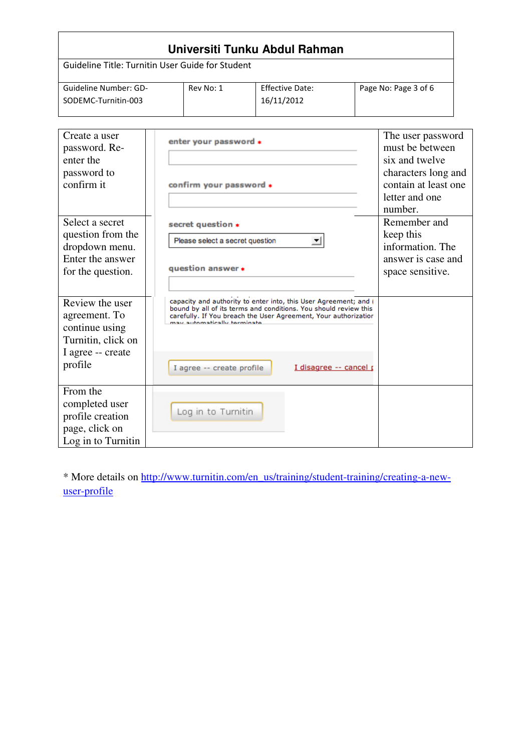| Universiti Tunku Abdul Rahman | | | |
|---|---|---|---|
| Guideline Title: Turnitin User Guide for Student | | | |
| Guideline Number: GD-SODEMC-Turnitin-003 | Rev No: 1 | Effective Date: 16/11/2012 | Page No: Page 3 of 6 |

| | | |
|---|---|---|
| Create a user password. Re-enter the password to confirm it | enter your password *<br>confirm your password * | The user password must be between six and twelve characters long and contain at least one letter and one number. |
| Select a secret question from the dropdown menu. Enter the answer for the question. | secret question *<br>Please select a secret question<br>question answer * | Remember and keep this information. The answer is case and space sensitive. |
| Review the user agreement. To continue using Turnitin, click on I agree -- create profile | capacity and authority to enter into, this User Agreement; and bound by all of its terms and conditions. You should review this carefully. If You breach the User Agreement, Your authorizatior may automatically terminate<br>I agree -- create profile &nbsp; I disagree -- cancel | |
| From the completed user profile creation page, click on Log in to Turnitin | Log in to Turnitin | |

* More details on [http://www.turnitin.com/en_us/training/student-training/creating-a-new-user-profile](http://www.turnitin.com/en_us/training/student-training/creating-a-new-user-profile)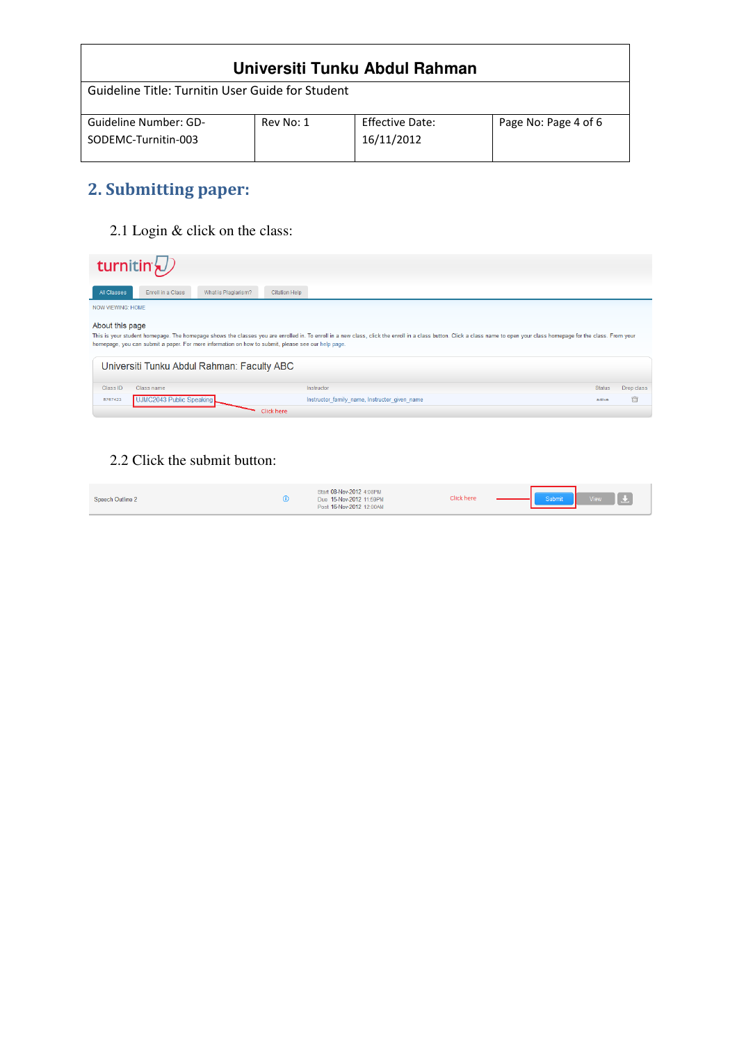## 2. Submitting paper:

2.1 Login & click on the class:

2.2 Click the submit button: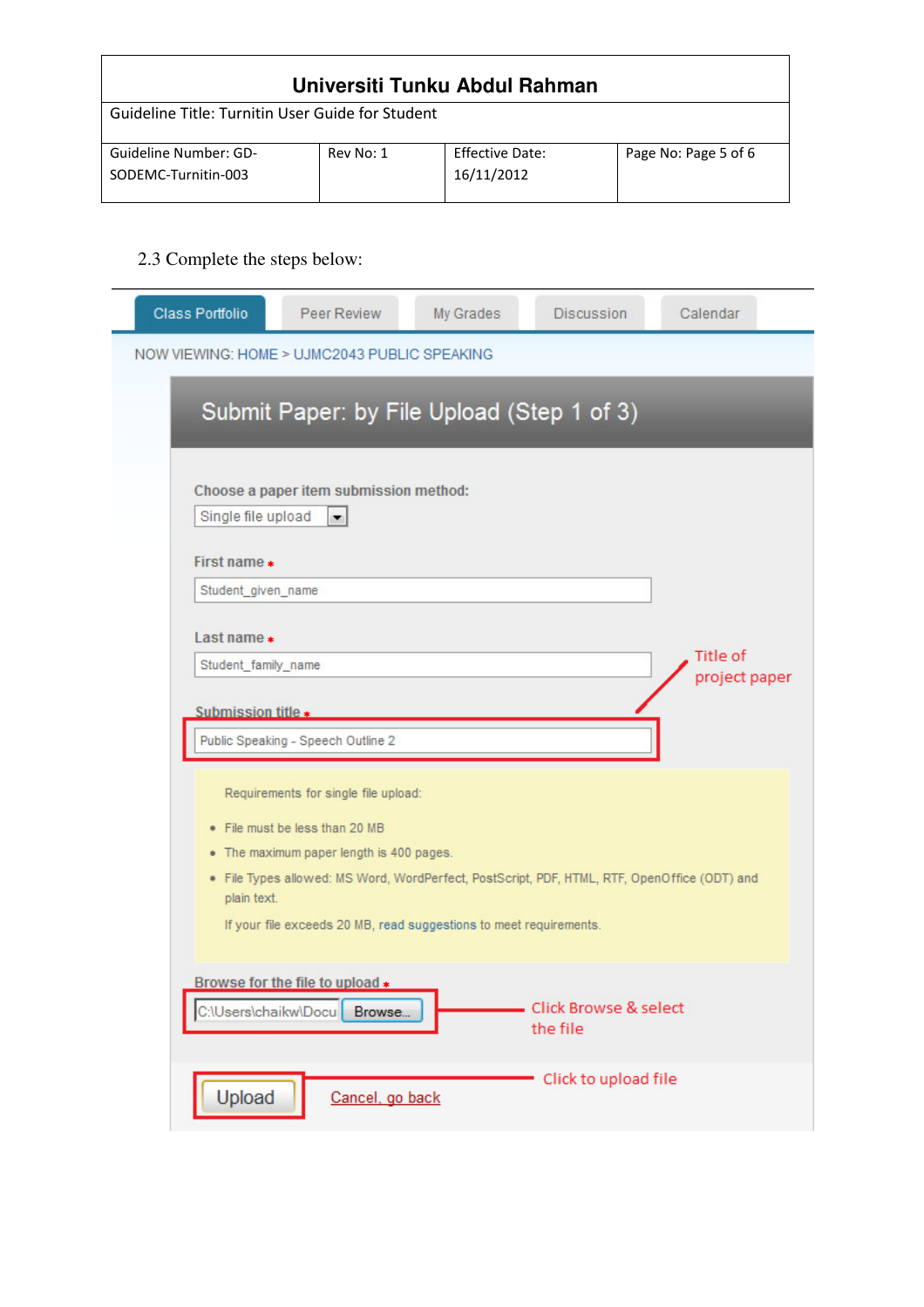2.3 Complete the steps below:

Class Portfolio | Peer Review | My Grades | Discussion | Calendar

NOW VIEWING: HOME > UJMC2043 PUBLIC SPEAKING

## Submit Paper: by File Upload (Step 1 of 3)

Choose a paper item submission method:

Single file upload

First name *

Student_given_name

Last name *

Student_family_name

Submission title *

Public Speaking - Speech Outline 2

Title of project paper

Requirements for single file upload:

- File must be less than 20 MB
- The maximum paper length is 400 pages.
- File Types allowed: MS Word, WordPerfect, PostScript, PDF, HTML, RTF, OpenOffice (ODT) and plain text.

If your file exceeds 20 MB, read suggestions to meet requirements.

Browse for the file to upload *

C:\Users\chaikw\Docu Browse...

Click Browse & select the file

Upload

Cancel, go back

Click to upload file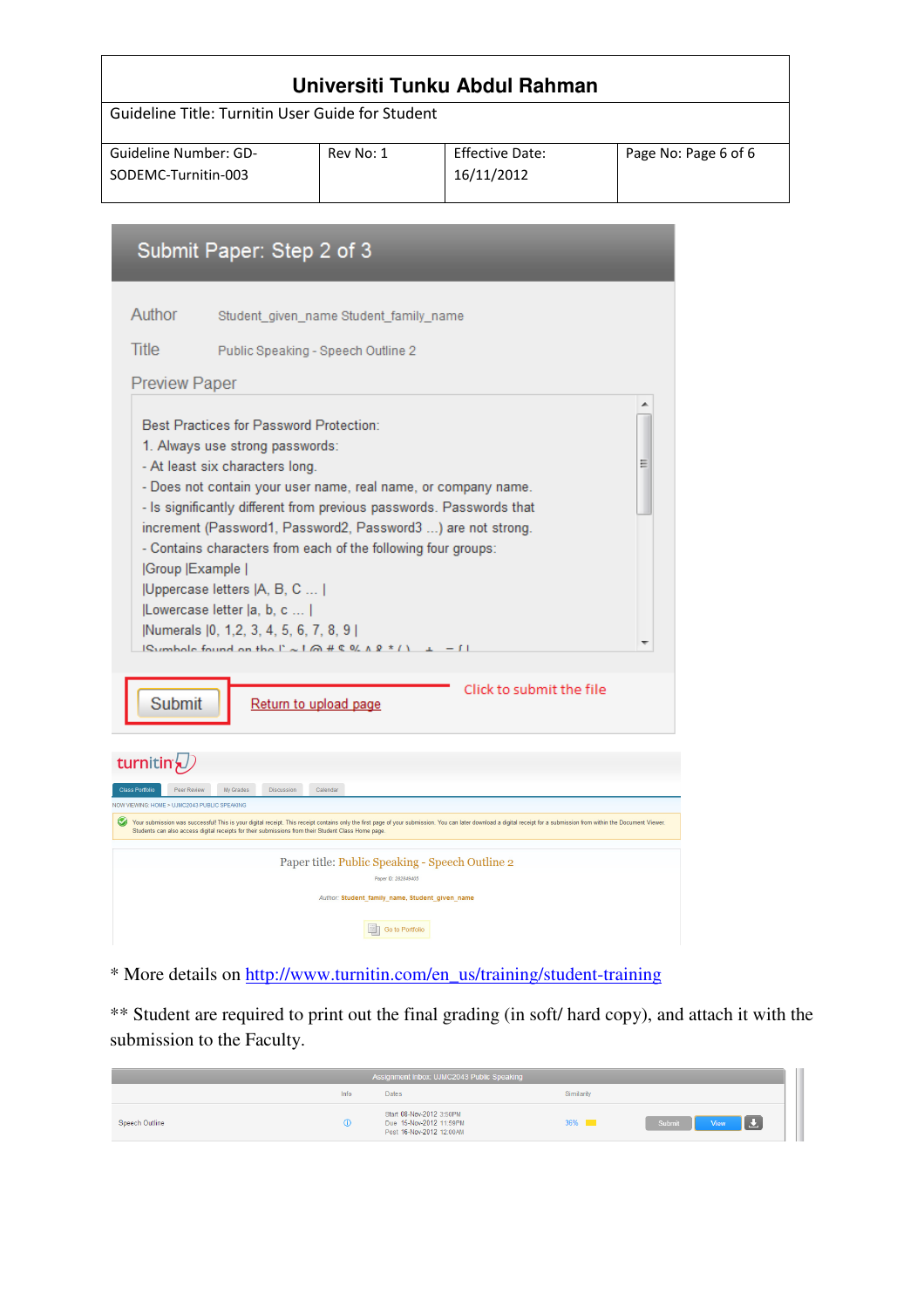Submit Paper: Step 2 of 3

Author Student_given_name Student_family_name

Title Public Speaking - Speech Outline 2

Preview Paper

Best Practices for Password Protection:
1. Always use strong passwords:
- At least six characters long.
- Does not contain your user name, real name, or company name.
- Is significantly different from previous passwords. Passwords that increment (Password1, Password2, Password3 ...) are not strong.
- Contains characters from each of the following four groups:
|Group |Example |
|Uppercase letters |A, B, C ... |
|Lowercase letter |a, b, c ... |
|Numerals |0, 1,2, 3, 4, 5, 6, 7, 8, 9 |

Submit Return to upload page

Click to submit the file

turnitin

Class Portfolio | Peer Review | My Grades | Discussion | Calendar

NOW VIEWING: HOME > UJMC2043 PUBLIC SPEAKING

Your submission was successful! This is your digital receipt. This receipt contains only the first page of your submission. You can later download a digital receipt for a submission from within the Document Viewer. Students can also access digital receipts for their submissions from their Student Class Home page.

Paper title: Public Speaking - Speech Outline 2

Paper ID: 282849405

Author: Student_family_name, Student_given_name

Go to Portfolio

* More details on http://www.turnitin.com/en_us/training/student-training

** Student are required to print out the final grading (in soft/ hard copy), and attach it with the submission to the Faculty.

Assignment Inbox: UJMC2043 Public Speaking

| | Info | Dates | Similarity | | |
|---|---|---|---|---|---|
| Speech Outline | ⓘ | Start 08-Nov-2012 3:50PM<br>Due 15-Nov-2012 11:59PM<br>Post 16-Nov-2012 12:00AM | 36% | Submit | View |